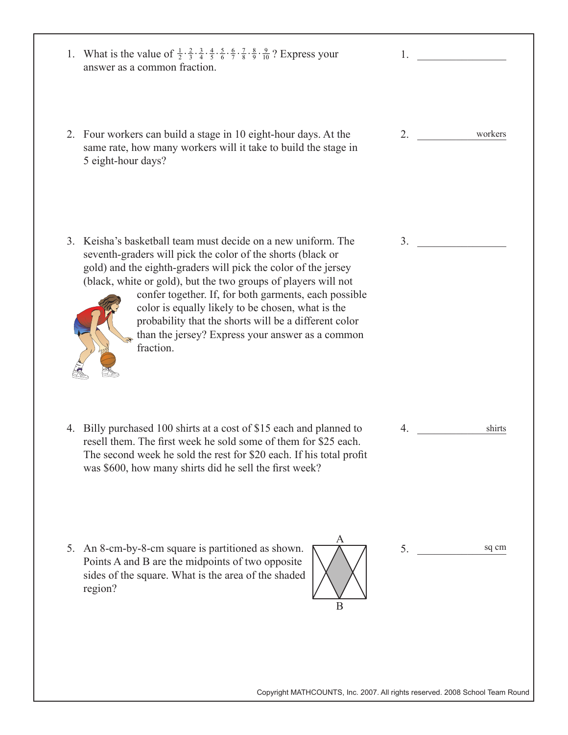1. What is the value of $\frac{1}{2} \cdot \frac{2}{3} \cdot \frac{3}{4} \cdot \frac{4}{5} \cdot \frac{5}{6} \cdot \frac{6}{7} \cdot \frac{7}{8} \cdot \frac{8}{9} \cdot \frac{9}{10}$? Express your answer as a common fraction.

   1. ______________

2. Four workers can build a stage in 10 eight-hour days. At the same rate, how many workers will it take to build the stage in 5 eight-hour days?

   2. ______________ workers

3. Keisha's basketball team must decide on a new uniform. The seventh-graders will pick the color of the shorts (black or gold) and the eighth-graders will pick the color of the jersey (black, white or gold), but the two groups of players will not confer together. If, for both garments, each possible color is equally likely to be chosen, what is the probability that the shorts will be a different color than the jersey? Express your answer as a common fraction.

   3. ______________

4. Billy purchased 100 shirts at a cost of \$15 each and planned to resell them. The first week he sold some of them for \$25 each. The second week he sold the rest for \$20 each. If his total profit was \$600, how many shirts did he sell the first week?

   4. ______________ shirts

5. An 8-cm-by-8-cm square is partitioned as shown. Points A and B are the midpoints of two opposite sides of the square. What is the area of the shaded region?

   5. ______________ sq cm

Copyright MATHCOUNTS, Inc. 2007. All rights reserved. 2008 School Team Round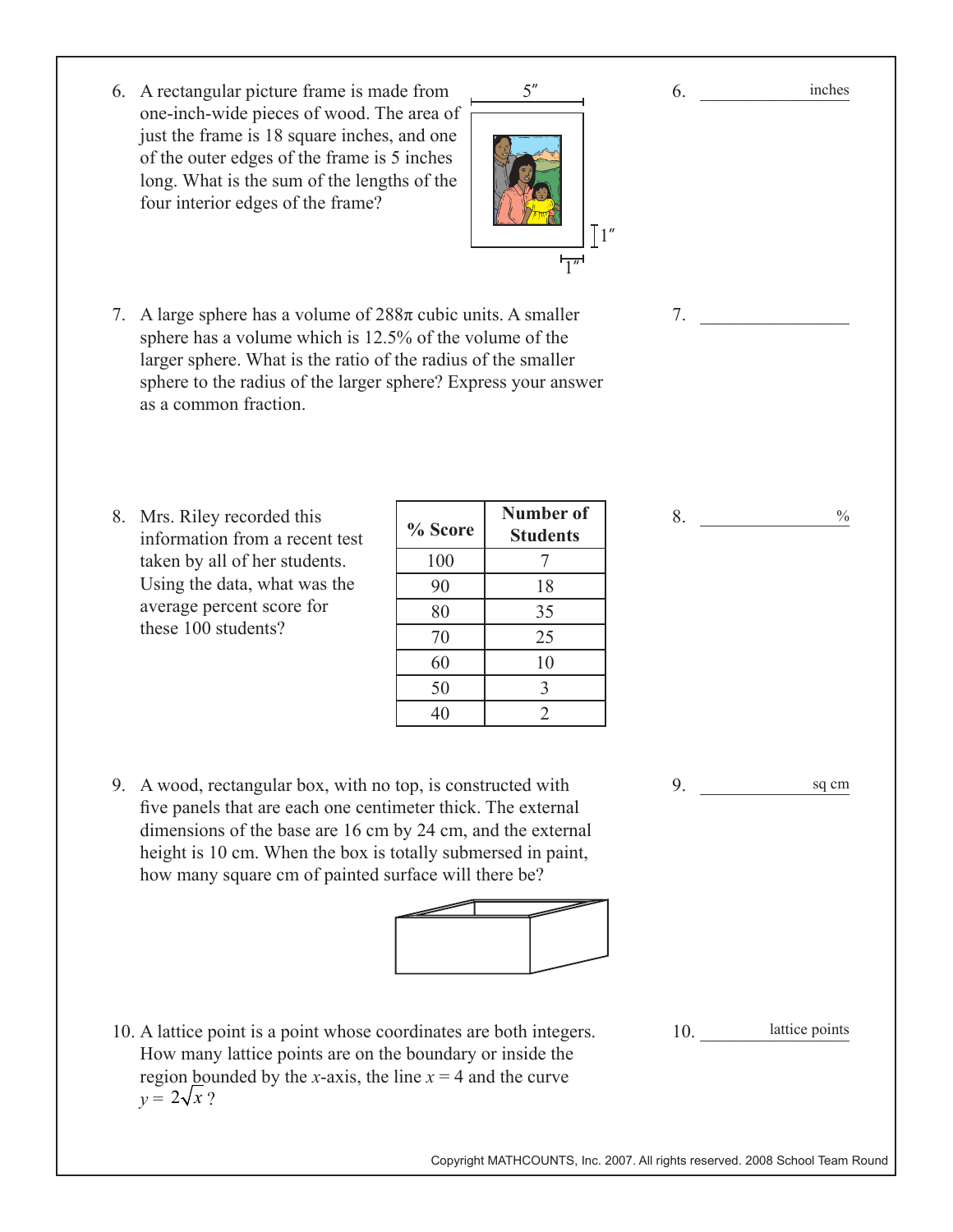6. A rectangular picture frame is made from one-inch-wide pieces of wood. The area of just the frame is 18 square inches, and one of the outer edges of the frame is 5 inches long. What is the sum of the lengths of the four interior edges of the frame?

5″

1″

1″

6. __________ inches

7. A large sphere has a volume of $288\pi$ cubic units. A smaller sphere has a volume which is 12.5% of the volume of the larger sphere. What is the ratio of the radius of the smaller sphere to the radius of the larger sphere? Express your answer as a common fraction.

7. __________

8. Mrs. Riley recorded this information from a recent test taken by all of her students. Using the data, what was the average percent score for these 100 students?

| % Score | Number of Students |
|---|---|
| 100 | 7 |
| 90 | 18 |
| 80 | 35 |
| 70 | 25 |
| 60 | 10 |
| 50 | 3 |
| 40 | 2 |

8. __________ %

9. A wood, rectangular box, with no top, is constructed with five panels that are each one centimeter thick. The external dimensions of the base are 16 cm by 24 cm, and the external height is 10 cm. When the box is totally submersed in paint, how many square cm of painted surface will there be?

9. __________ sq cm

10. A lattice point is a point whose coordinates are both integers. How many lattice points are on the boundary or inside the region bounded by the $x$-axis, the line $x = 4$ and the curve $y = 2\sqrt{x}$ ?

10. __________ lattice points

Copyright MATHCOUNTS, Inc. 2007. All rights reserved. 2008 School Team Round